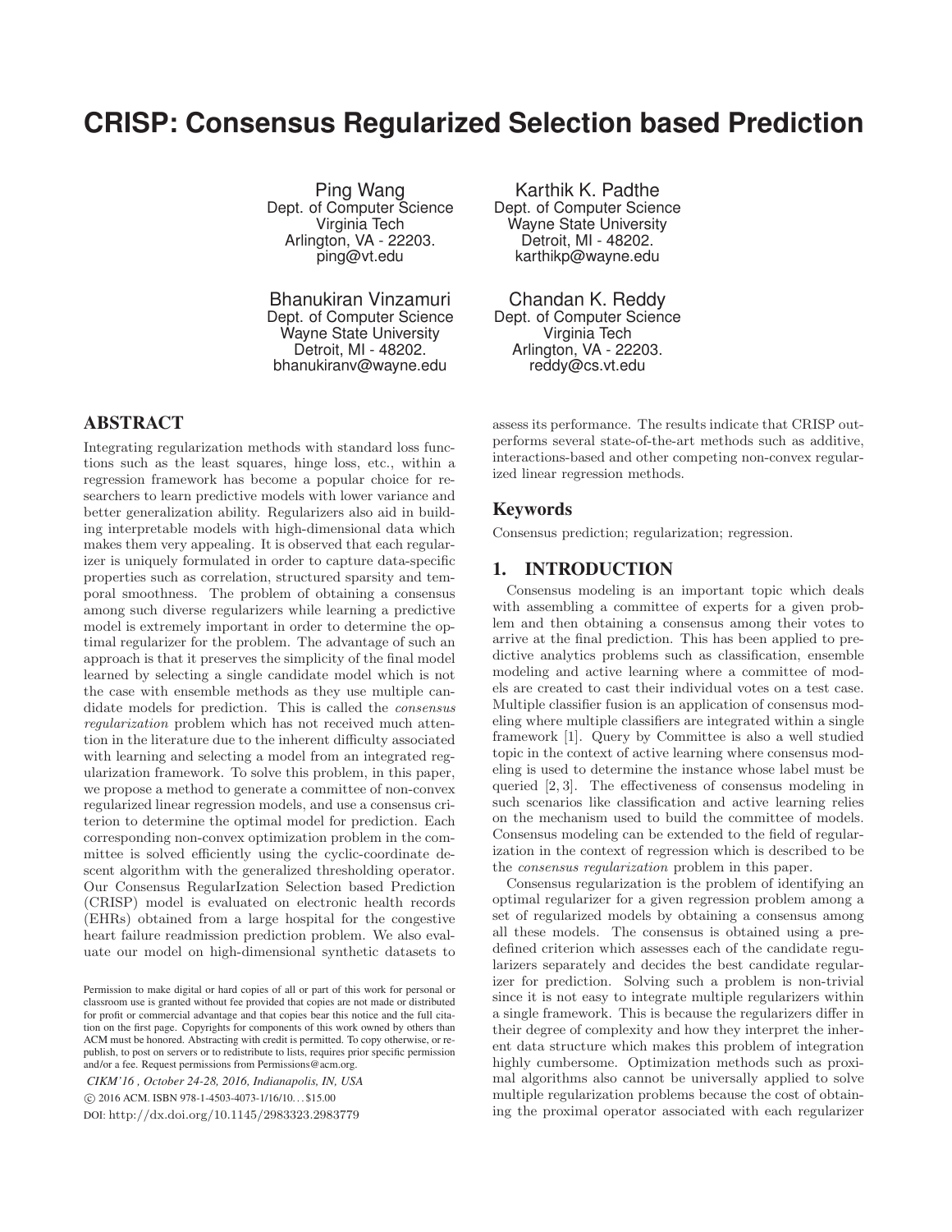# CRISP: Consensus Regularized Selection based Prediction

Ping Wang
Dept. of Computer Science
Virginia Tech
Arlington, VA - 22203.
ping@vt.edu

Karthik K. Padthe
Dept. of Computer Science
Wayne State University
Detroit, MI - 48202.
karthikp@wayne.edu

Bhanukiran Vinzamuri
Dept. of Computer Science
Wayne State University
Detroit, MI - 48202.
bhanukiranv@wayne.edu

Chandan K. Reddy
Dept. of Computer Science
Virginia Tech
Arlington, VA - 22203.
reddy@cs.vt.edu

## ABSTRACT

Integrating regularization methods with standard loss functions such as the least squares, hinge loss, etc., within a regression framework has become a popular choice for researchers to learn predictive models with lower variance and better generalization ability. Regularizers also aid in building interpretable models with high-dimensional data which makes them very appealing. It is observed that each regularizer is uniquely formulated in order to capture data-specific properties such as correlation, structured sparsity and temporal smoothness. The problem of obtaining a consensus among such diverse regularizers while learning a predictive model is extremely important in order to determine the optimal regularizer for the problem. The advantage of such an approach is that it preserves the simplicity of the final model learned by selecting a single candidate model which is not the case with ensemble methods as they use multiple candidate models for prediction. This is called the *consensus regularization* problem which has not received much attention in the literature due to the inherent difficulty associated with learning and selecting a model from an integrated regularization framework. To solve this problem, in this paper, we propose a method to generate a committee of non-convex regularized linear regression models, and use a consensus criterion to determine the optimal model for prediction. Each corresponding non-convex optimization problem in the committee is solved efficiently using the cyclic-coordinate descent algorithm with the generalized thresholding operator. Our Consensus RegularIzation Selection based Prediction (CRISP) model is evaluated on electronic health records (EHRs) obtained from a large hospital for the congestive heart failure readmission prediction problem. We also evaluate our model on high-dimensional synthetic datasets to assess its performance. The results indicate that CRISP outperforms several state-of-the-art methods such as additive, interactions-based and other competing non-convex regularized linear regression methods.

Permission to make digital or hard copies of all or part of this work for personal or classroom use is granted without fee provided that copies are not made or distributed for profit or commercial advantage and that copies bear this notice and the full citation on the first page. Copyrights for components of this work owned by others than ACM must be honored. Abstracting with credit is permitted. To copy otherwise, or republish, to post on servers or to redistribute to lists, requires prior specific permission and/or a fee. Request permissions from Permissions@acm.org.

*CIKM'16 , October 24-28, 2016, Indianapolis, IN, USA*
© 2016 ACM. ISBN 978-1-4503-4073-1/16/10. . . $15.00
DOI: http://dx.doi.org/10.1145/2983323.2983779

### Keywords

Consensus prediction; regularization; regression.

## 1. INTRODUCTION

Consensus modeling is an important topic which deals with assembling a committee of experts for a given problem and then obtaining a consensus among their votes to arrive at the final prediction. This has been applied to predictive analytics problems such as classification, ensemble modeling and active learning where a committee of models are created to cast their individual votes on a test case. Multiple classifier fusion is an application of consensus modeling where multiple classifiers are integrated within a single framework [1]. Query by Committee is also a well studied topic in the context of active learning where consensus modeling is used to determine the instance whose label must be queried [2, 3]. The effectiveness of consensus modeling in such scenarios like classification and active learning relies on the mechanism used to build the committee of models. Consensus modeling can be extended to the field of regularization in the context of regression which is described to be the *consensus regularization* problem in this paper.

Consensus regularization is the problem of identifying an optimal regularizer for a given regression problem among a set of regularized models by obtaining a consensus among all these models. The consensus is obtained using a predefined criterion which assesses each of the candidate regularizers separately and decides the best candidate regularizer for prediction. Solving such a problem is non-trivial since it is not easy to integrate multiple regularizers within a single framework. This is because the regularizers differ in their degree of complexity and how they interpret the inherent data structure which makes this problem of integration highly cumbersome. Optimization methods such as proximal algorithms also cannot be universally applied to solve multiple regularization problems because the cost of obtaining the proximal operator associated with each regularizer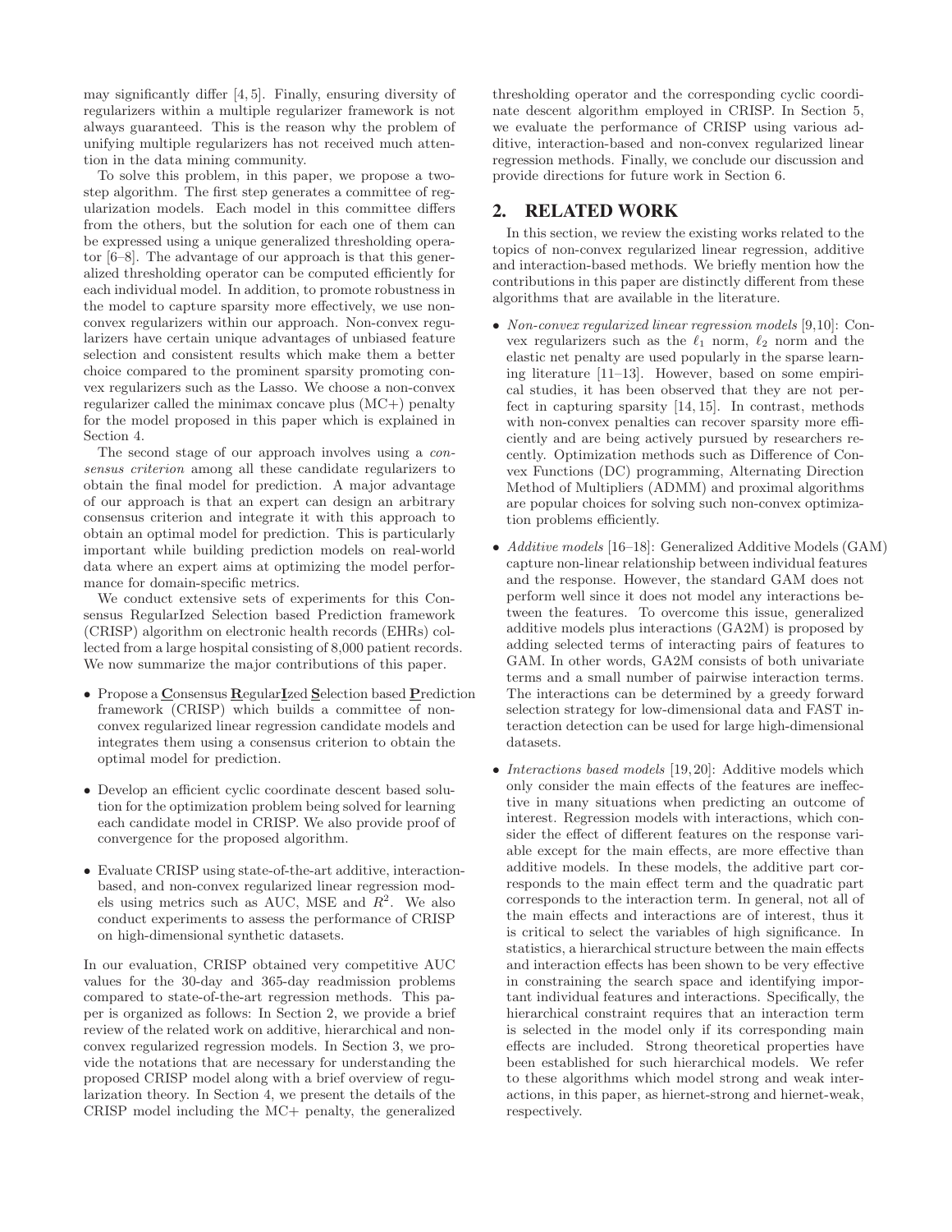may significantly differ [4, 5]. Finally, ensuring diversity of regularizers within a multiple regularizer framework is not always guaranteed. This is the reason why the problem of unifying multiple regularizers has not received much attention in the data mining community.

To solve this problem, in this paper, we propose a two-step algorithm. The first step generates a committee of regularization models. Each model in this committee differs from the others, but the solution for each one of them can be expressed using a unique generalized thresholding operator [6–8]. The advantage of our approach is that this generalized thresholding operator can be computed efficiently for each individual model. In addition, to promote robustness in the model to capture sparsity more effectively, we use non-convex regularizers within our approach. Non-convex regularizers have certain unique advantages of unbiased feature selection and consistent results which make them a better choice compared to the prominent sparsity promoting convex regularizers such as the Lasso. We choose a non-convex regularizer called the minimax concave plus (MC+) penalty for the model proposed in this paper which is explained in Section 4.

The second stage of our approach involves using a *consensus criterion* among all these candidate regularizers to obtain the final model for prediction. A major advantage of our approach is that an expert can design an arbitrary consensus criterion and integrate it with this approach to obtain an optimal model for prediction. This is particularly important while building prediction models on real-world data where an expert aims at optimizing the model performance for domain-specific metrics.

We conduct extensive sets of experiments for this Consensus RegularIzed Selection based Prediction framework (CRISP) algorithm on electronic health records (EHRs) collected from a large hospital consisting of 8,000 patient records. We now summarize the major contributions of this paper.

- Propose a **C**onsensus **R**egular**I**zed **S**election based **P**rediction framework (CRISP) which builds a committee of non-convex regularized linear regression candidate models and integrates them using a consensus criterion to obtain the optimal model for prediction.
- Develop an efficient cyclic coordinate descent based solution for the optimization problem being solved for learning each candidate model in CRISP. We also provide proof of convergence for the proposed algorithm.
- Evaluate CRISP using state-of-the-art additive, interaction-based, and non-convex regularized linear regression models using metrics such as AUC, MSE and $R^2$. We also conduct experiments to assess the performance of CRISP on high-dimensional synthetic datasets.

In our evaluation, CRISP obtained very competitive AUC values for the 30-day and 365-day readmission problems compared to state-of-the-art regression methods. This paper is organized as follows: In Section 2, we provide a brief review of the related work on additive, hierarchical and non-convex regularized regression models. In Section 3, we provide the notations that are necessary for understanding the proposed CRISP model along with a brief overview of regularization theory. In Section 4, we present the details of the CRISP model including the MC+ penalty, the generalized thresholding operator and the corresponding cyclic coordinate descent algorithm employed in CRISP. In Section 5, we evaluate the performance of CRISP using various additive, interaction-based and non-convex regularized linear regression methods. Finally, we conclude our discussion and provide directions for future work in Section 6.

## 2. RELATED WORK

In this section, we review the existing works related to the topics of non-convex regularized linear regression, additive and interaction-based methods. We briefly mention how the contributions in this paper are distinctly different from these algorithms that are available in the literature.

- *Non-convex regularized linear regression models* [9,10]: Convex regularizers such as the $\ell_1$ norm, $\ell_2$ norm and the elastic net penalty are used popularly in the sparse learning literature [11–13]. However, based on some empirical studies, it has been observed that they are not perfect in capturing sparsity [14, 15]. In contrast, methods with non-convex penalties can recover sparsity more efficiently and are being actively pursued by researchers recently. Optimization methods such as Difference of Convex Functions (DC) programming, Alternating Direction Method of Multipliers (ADMM) and proximal algorithms are popular choices for solving such non-convex optimization problems efficiently.
- *Additive models* [16–18]: Generalized Additive Models (GAM) capture non-linear relationship between individual features and the response. However, the standard GAM does not perform well since it does not model any interactions between the features. To overcome this issue, generalized additive models plus interactions (GA2M) is proposed by adding selected terms of interacting pairs of features to GAM. In other words, GA2M consists of both univariate terms and a small number of pairwise interaction terms. The interactions can be determined by a greedy forward selection strategy for low-dimensional data and FAST interaction detection can be used for large high-dimensional datasets.
- *Interactions based models* [19, 20]: Additive models which only consider the main effects of the features are ineffective in many situations when predicting an outcome of interest. Regression models with interactions, which consider the effect of different features on the response variable except for the main effects, are more effective than additive models. In these models, the additive part corresponds to the main effect term and the quadratic part corresponds to the interaction term. In general, not all of the main effects and interactions are of interest, thus it is critical to select the variables of high significance. In statistics, a hierarchical structure between the main effects and interaction effects has been shown to be very effective in constraining the search space and identifying important individual features and interactions. Specifically, the hierarchical constraint requires that an interaction term is selected in the model only if its corresponding main effects are included. Strong theoretical properties have been established for such hierarchical models. We refer to these algorithms which model strong and weak interactions, in this paper, as hiernet-strong and hiernet-weak, respectively.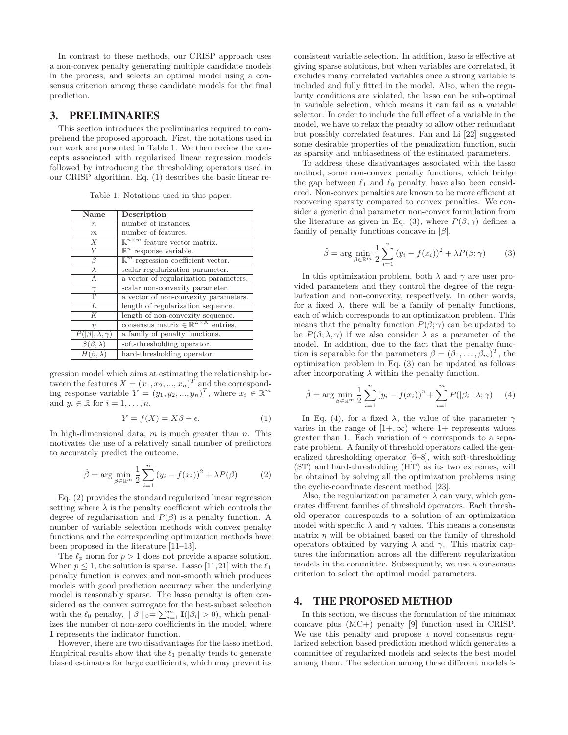In contrast to these methods, our CRISP approach uses a non-convex penalty generating multiple candidate models in the process, and selects an optimal model using a consensus criterion among these candidate models for the final prediction.

## 3. PRELIMINARIES

This section introduces the preliminaries required to comprehend the proposed approach. First, the notations used in our work are presented in Table 1. We then review the concepts associated with regularized linear regression models followed by introducing the thresholding operators used in our CRISP algorithm. Eq. (1) describes the basic linear regression model which aims at estimating the relationship between the features $X = (x_1, x_2, ..., x_n)^T$ and the corresponding response variable $Y = (y_1, y_2, ..., y_n)^T$, where $x_i \in \mathbb{R}^m$ and $y_i \in \mathbb{R}$ for $i = 1, \ldots, n$.

Table 1: Notations used in this paper.

| Name | Description |
|---|---|
| $n$ | number of instances. |
| $m$ | number of features. |
| $X$ | $\mathbb{R}^{n\times m}$ feature vector matrix. |
| $Y$ | $\mathbb{R}^n$ response variable. |
| $\beta$ | $\mathbb{R}^m$ regression coefficient vector. |
| $\lambda$ | scalar regularization parameter. |
| $\Lambda$ | a vector of regularization parameters. |
| $\gamma$ | scalar non-convexity parameter. |
| $\Gamma$ | a vector of non-convexity parameters. |
| $L$ | length of regularization sequence. |
| $K$ | length of non-convexity sequence. |
| $\eta$ | consensus matrix $\in \mathbb{R}^{L\times K}$ entries. |
| $P(\lvert\beta\rvert, \lambda, \gamma)$ | a family of penalty functions. |
| $S(\tilde{\beta}, \lambda)$ | soft-thresholding operator. |
| $H(\beta, \lambda)$ | hard-thresholding operator. |

$$Y = f(X) = X\beta + \epsilon. \tag{1}$$

In high-dimensional data, $m$ is much greater than $n$. This motivates the use of a relatively small number of predictors to accurately predict the outcome.

$$\hat{\beta} = \arg\min_{\beta\in\mathbb{R}^m} \frac{1}{2}\sum_{i=1}^{n}(y_i - f(x_i))^2 + \lambda P(\beta) \tag{2}$$

Eq. (2) provides the standard regularized linear regression setting where $\lambda$ is the penalty coefficient which controls the degree of regularization and $P(\beta)$ is a penalty function. A number of variable selection methods with convex penalty functions and the corresponding optimization methods have been proposed in the literature [11–13].

The $\ell_p$ norm for $p > 1$ does not provide a sparse solution. When $p \leq 1$, the solution is sparse. Lasso [11,21] with the $\ell_1$ penalty function is convex and non-smooth which produces models with good prediction accuracy when the underlying model is reasonably sparse. The lasso penalty is often considered as the convex surrogate for the best-subset selection with the $\ell_0$ penalty, $\| \beta \|_0 = \sum_{i=1}^{m} \mathbf{I}(|\beta_i| > 0)$, which penalizes the number of non-zero coefficients in the model, where $\mathbf{I}$ represents the indicator function.

However, there are two disadvantages for the lasso method. Empirical results show that the $\ell_1$ penalty tends to generate biased estimates for large coefficients, which may prevent its consistent variable selection. In addition, lasso is effective at giving sparse solutions, but when variables are correlated, it excludes many correlated variables once a strong variable is included and fully fitted in the model. Also, when the regularity conditions are violated, the lasso can be sub-optimal in variable selection, which means it can fail as a variable selector. In order to include the full effect of a variable in the model, we have to relax the penalty to allow other redundant but possibly correlated features. Fan and Li [22] suggested some desirable properties of the penalization function, such as sparsity and unbiasedness of the estimated parameters.

To address these disadvantages associated with the lasso method, some non-convex penalty functions, which bridge the gap between $\ell_1$ and $\ell_0$ penalty, have also been considered. Non-convex penalties are known to be more efficient at recovering sparsity compared to convex penalties. We consider a generic dual parameter non-convex formulation from the literature as given in Eq. (3), where $P(\beta; \gamma)$ defines a family of penalty functions concave in $|\beta|$.

$$\hat{\beta} = \arg\min_{\beta\in\mathbb{R}^m} \frac{1}{2}\sum_{i=1}^{n}(y_i - f(x_i))^2 + \lambda P(\beta; \gamma) \tag{3}$$

In this optimization problem, both $\lambda$ and $\gamma$ are user provided parameters and they control the degree of the regularization and non-convexity, respectively. In other words, for a fixed $\lambda$, there will be a family of penalty functions, each of which corresponds to an optimization problem. This means that the penalty function $P(\beta; \gamma)$ can be updated to be $P(\beta; \lambda, \gamma)$ if we also consider $\lambda$ as a parameter of the model. In addition, due to the fact that the penalty function is separable for the parameters $\beta = (\beta_1, \ldots, \beta_m)^T$, the optimization problem in Eq. (3) can be updated as follows after incorporating $\lambda$ within the penalty function.

$$\hat{\beta} = \arg\min_{\beta\in\mathbb{R}^m} \frac{1}{2}\sum_{i=1}^{n}(y_i - f(x_i))^2 + \sum_{i=1}^{m} P(|\beta_i|; \lambda; \gamma) \tag{4}$$

In Eq. (4), for a fixed $\lambda$, the value of the parameter $\gamma$ varies in the range of $[1+, \infty)$ where $1+$ represents values greater than 1. Each variation of $\gamma$ corresponds to a separate problem. A family of threshold operators called the generalized thresholding operator [6–8], with soft-thresholding (ST) and hard-thresholding (HT) as its two extremes, will be obtained by solving all the optimization problems using the cyclic-coordinate descent method [23].

Also, the regularization parameter $\lambda$ can vary, which generates different families of threshold operators. Each threshold operator corresponds to a solution of an optimization model with specific $\lambda$ and $\gamma$ values. This means a consensus matrix $\eta$ will be obtained based on the family of threshold operators obtained by varying $\lambda$ and $\gamma$. This matrix captures the information across all the different regularization models in the committee. Subsequently, we use a consensus criterion to select the optimal model parameters.

## 4. THE PROPOSED METHOD

In this section, we discuss the formulation of the minimax concave plus (MC+) penalty [9] function used in CRISP. We use this penalty and propose a novel consensus regularized selection based prediction method which generates a committee of regularized models and selects the best model among them. The selection among these different models is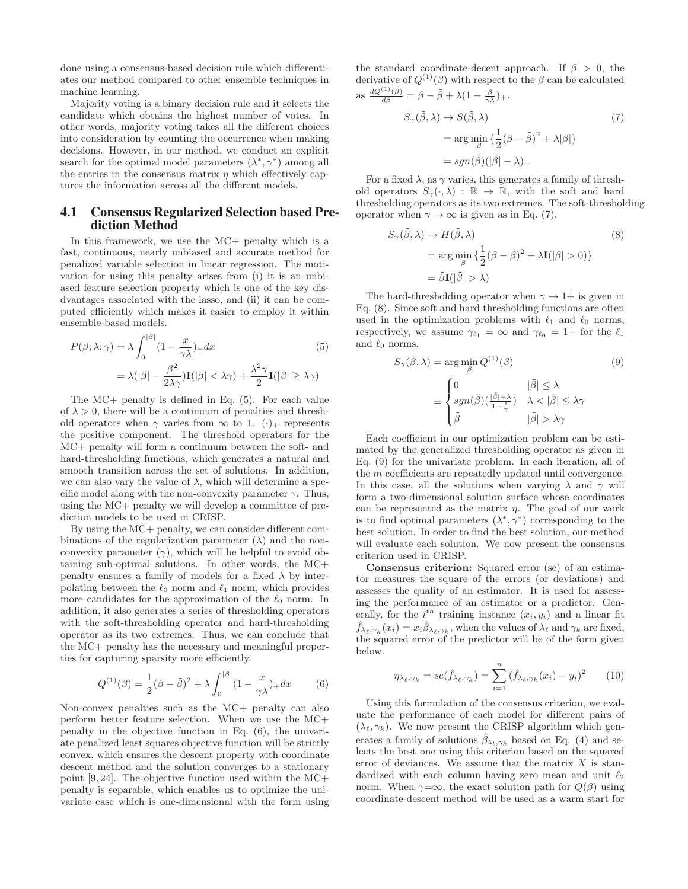done using a consensus-based decision rule which differentiates our method compared to other ensemble techniques in machine learning.

Majority voting is a binary decision rule and it selects the candidate which obtains the highest number of votes. In other words, majority voting takes all the different choices into consideration by counting the occurrence when making decisions. However, in our method, we conduct an explicit search for the optimal model parameters $(\lambda^*, \gamma^*)$ among all the entries in the consensus matrix $\eta$ which effectively captures the information across all the different models.

## 4.1 Consensus Regularized Selection based Prediction Method

In this framework, we use the MC+ penalty which is a fast, continuous, nearly unbiased and accurate method for penalized variable selection in linear regression. The motivation for using this penalty arises from (i) it is an unbiased feature selection property which is one of the key disdvantages associated with the lasso, and (ii) it can be computed efficiently which makes it easier to employ it within ensemble-based models.

$$
\begin{aligned}
P(\beta;\lambda;\gamma) &= \lambda\int_0^{|\beta|}(1-\frac{x}{\gamma\lambda})_+dx \qquad (5)\\
&= \lambda(|\beta| - \frac{\beta^2}{2\lambda\gamma})\mathbf{I}(|\beta| < \lambda\gamma) + \frac{\lambda^2\gamma}{2}\mathbf{I}(|\beta| \geq \lambda\gamma)
\end{aligned}
$$

The MC+ penalty is defined in Eq. (5). For each value of $\lambda > 0$, there will be a continuum of penalties and threshold operators when $\gamma$ varies from $\infty$ to 1. $(\cdot)_+$ represents the positive component. The threshold operators for the MC+ penalty will form a continuum between the soft- and hard-thresholding functions, which generates a natural and smooth transition across the set of solutions. In addition, we can also vary the value of $\lambda$, which will determine a specific model along with the non-convexity parameter $\gamma$. Thus, using the MC+ penalty we will develop a committee of prediction models to be used in CRISP.

By using the MC+ penalty, we can consider different combinations of the regularization parameter ($\lambda$) and the non-convexity parameter ($\gamma$), which will be helpful to avoid obtaining sub-optimal solutions. In other words, the MC+ penalty ensures a family of models for a fixed $\lambda$ by interpolating between the $\ell_0$ norm and $\ell_1$ norm, which provides more candidates for the approximation of the $\ell_0$ norm. In addition, it also generates a series of thresholding operators with the soft-thresholding operator and hard-thresholding operator as its two extremes. Thus, we can conclude that the MC+ penalty has the necessary and meaningful properties for capturing sparsity more efficiently.

$$
Q^{(1)}(\beta) = \frac{1}{2}(\beta-\tilde{\beta})^2 + \lambda\int_0^{|\beta|}(1-\frac{x}{\gamma\lambda})_+dx \qquad (6)
$$

Non-convex penalties such as the MC+ penalty can also perform better feature selection. When we use the MC+ penalty in the objective function in Eq. (6), the univariate penalized least squares objective function will be strictly convex, which ensures the descent property with coordinate descent method and the solution converges to a stationary point [9, 24]. The objective function used within the MC+ penalty is separable, which enables us to optimize the univariate case which is one-dimensional with the form using the standard coordinate-decent approach. If $\beta > 0$, the derivative of $Q^{(1)}(\beta)$ with respect to the $\beta$ can be calculated as $\frac{dQ^{(1)}(\beta)}{d\beta} = \beta - \tilde{\beta} + \lambda(1-\frac{\beta}{\gamma\lambda})_+$.

$$
\begin{aligned}
S_\gamma(\tilde{\beta},\lambda) &\to S(\tilde{\beta},\lambda) \qquad (7)\\
&= \arg\min_\beta\{\frac{1}{2}(\beta-\tilde{\beta})^2 + \lambda|\beta|\}\\
&= sgn(\tilde{\beta})(|\tilde{\beta}|-\lambda)_+
\end{aligned}
$$

For a fixed $\lambda$, as $\gamma$ varies, this generates a family of threshold operators $S_\gamma(\cdot,\lambda) : \mathbb{R} \to \mathbb{R}$, with the soft and hard thresholding operators as its two extremes. The soft-thresholding operator when $\gamma \to \infty$ is given as in Eq. (7).

$$
\begin{aligned}
S_\gamma(\tilde{\beta},\lambda) &\to H(\tilde{\beta},\lambda) \qquad (8)\\
&= \arg\min_\beta\{\frac{1}{2}(\beta-\tilde{\beta})^2 + \lambda\mathbf{I}(|\beta|>0)\}\\
&= \tilde{\beta}\mathbf{I}(|\tilde{\beta}|>\lambda)
\end{aligned}
$$

The hard-thresholding operator when $\gamma \to 1+$ is given in Eq. (8). Since soft and hard thresholding functions are often used in the optimization problems with $\ell_1$ and $\ell_0$ norms, respectively, we assume $\gamma_{\ell_1} = \infty$ and $\gamma_{\ell_0} = 1+$ for the $\ell_1$ and $\ell_0$ norms.

$$
\begin{aligned}
S_\gamma(\tilde{\beta},\lambda) &= \arg\min_\beta Q^{(1)}(\beta) \qquad (9)\\
&= \begin{cases} 0 & |\tilde{\beta}| \leq \lambda \\ sgn(\tilde{\beta})(\frac{|\tilde{\beta}|-\lambda}{1-\frac{1}{\gamma}}) & \lambda < |\tilde{\beta}| \leq \lambda\gamma \\ \tilde{\beta} & |\tilde{\beta}| > \lambda\gamma \end{cases}
\end{aligned}
$$

Each coefficient in our optimization problem can be estimated by the generalized thresholding operator as given in Eq. (9) for the univariate problem. In each iteration, all of the $m$ coefficients are repeatedly updated until convergence. In this case, all the solutions when varying $\lambda$ and $\gamma$ will form a two-dimensional solution surface whose coordinates can be represented as the matrix $\eta$. The goal of our work is to find optimal parameters $(\lambda^*, \gamma^*)$ corresponding to the best solution. In order to find the best solution, our method will evaluate each solution. We now present the consensus criterion used in CRISP.

**Consensus criterion:** Squared error (se) of an estimator measures the square of the errors (or deviations) and assesses the quality of an estimator. It is used for assessing the performance of an estimator or a predictor. Generally, for the $i^{th}$ training instance $(x_i, y_i)$ and a linear fit $\hat{f}_{\lambda_\ell,\gamma_k}(x_i) = x_i\hat{\beta}_{\lambda_\ell,\gamma_k}$, when the values of $\lambda_\ell$ and $\gamma_k$ are fixed, the squared error of the predictor will be of the form given below.

$$
\eta_{\lambda_\ell,\gamma_k} = se(\hat{f}_{\lambda_\ell,\gamma_k}) = \sum_{i=1}^n(\hat{f}_{\lambda_\ell,\gamma_k}(x_i) - y_i)^2 \qquad (10)
$$

Using this formulation of the consensus criterion, we evaluate the performance of each model for different pairs of $(\lambda_\ell, \gamma_k)$. We now present the CRISP algorithm which generates a family of solutions $\hat{\beta}_{\lambda_l,\gamma_k}$ based on Eq. (4) and selects the best one using this criterion based on the squared error of deviances. We assume that the matrix $X$ is standardized with each column having zero mean and unit $\ell_2$ norm. When $\gamma$=$\infty$, the exact solution path for $Q(\beta)$ using coordinate-descent method will be used as a warm start for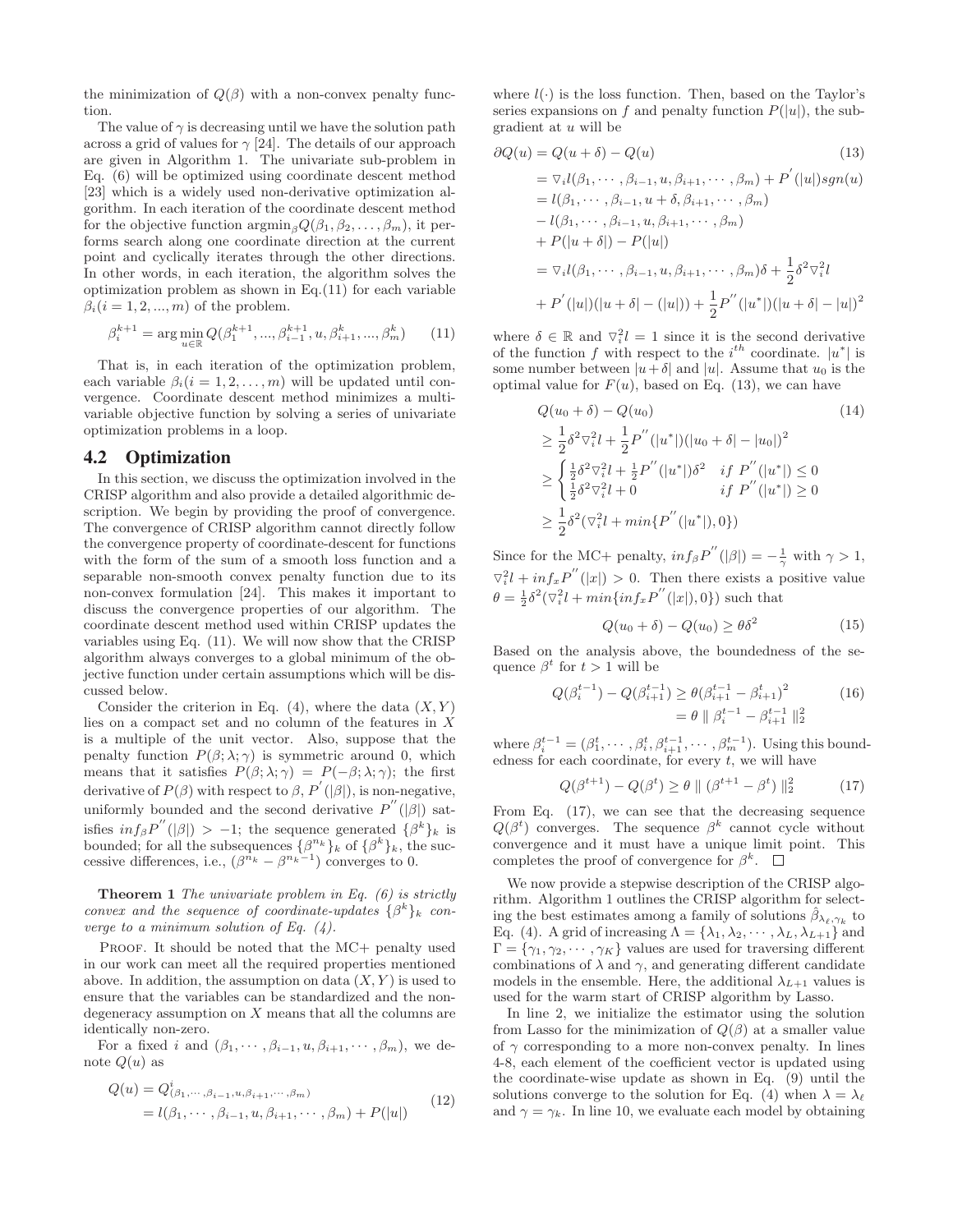the minimization of $Q(\beta)$ with a non-convex penalty function.

The value of $\gamma$ is decreasing until we have the solution path across a grid of values for $\gamma$ [24]. The details of our approach are given in Algorithm 1. The univariate sub-problem in Eq. (6) will be optimized using coordinate descent method [23] which is a widely used non-derivative optimization algorithm. In each iteration of the coordinate descent method for the objective function $\text{argmin}_{\beta}Q(\beta_1, \beta_2, \ldots, \beta_m)$, it performs search along one coordinate direction at the current point and cyclically iterates through the other directions. In other words, in each iteration, the algorithm solves the optimization problem as shown in Eq.(11) for each variable $\beta_i (i = 1, 2, ..., m)$ of the problem.

$$\beta_i^{k+1} = \arg\min_{u \in \mathbb{R}} Q(\beta_1^{k+1}, ..., \beta_{i-1}^{k+1}, u, \beta_{i+1}^{k}, ..., \beta_m^{k}) \tag{11}$$

That is, in each iteration of the optimization problem, each variable $\beta_i (i = 1, 2, \ldots, m)$ will be updated until convergence. Coordinate descent method minimizes a multi-variable objective function by solving a series of univariate optimization problems in a loop.

## 4.2 Optimization

In this section, we discuss the optimization involved in the CRISP algorithm and also provide a detailed algorithmic description. We begin by providing the proof of convergence. The convergence of CRISP algorithm cannot directly follow the convergence property of coordinate-descent for functions with the form of the sum of a smooth loss function and a separable non-smooth convex penalty function due to its non-convex formulation [24]. This makes it important to discuss the convergence properties of our algorithm. The coordinate descent method used within CRISP updates the variables using Eq. (11). We will now show that the CRISP algorithm always converges to a global minimum of the objective function under certain assumptions which will be discussed below.

Consider the criterion in Eq. (4), where the data $(X, Y)$ lies on a compact set and no column of the features in $X$ is a multiple of the unit vector. Also, suppose that the penalty function $P(\beta; \lambda; \gamma)$ is symmetric around 0, which means that it satisfies $P(\beta; \lambda; \gamma) = P(-\beta; \lambda; \gamma)$; the first derivative of $P(\beta)$ with respect to $\beta$, $P^{'}(|\beta|)$, is non-negative, uniformly bounded and the second derivative $P^{''}(|\beta|)$ satisfies $inf_{\beta} P^{''}(|\beta|) > -1$; the sequence generated $\{\beta^k\}_k$ is bounded; for all the subsequences $\{\beta^{n_k}\}_k$ of $\{\beta^k\}_k$, the successive differences, i.e., $(\beta^{n_k} - \beta^{n_k - 1})$ converges to 0.

**Theorem 1** *The univariate problem in Eq. (6) is strictly convex and the sequence of coordinate-updates $\{\beta^k\}_k$ converge to a minimum solution of Eq. (4).*

Proof. It should be noted that the MC+ penalty used in our work can meet all the required properties mentioned above. In addition, the assumption on data $(X, Y)$ is used to ensure that the variables can be standardized and the non-degeneracy assumption on $X$ means that all the columns are identically non-zero.

For a fixed $i$ and $(\beta_1, \cdots, \beta_{i-1}, u, \beta_{i+1}, \cdots, \beta_m)$, we denote $Q(u)$ as

$$\begin{aligned} Q(u) &= Q^i_{(\beta_1, \cdots, \beta_{i-1}, u, \beta_{i+1}, \cdots, \beta_m)} \\ &= l(\beta_1, \cdots, \beta_{i-1}, u, \beta_{i+1}, \cdots, \beta_m) + P(|u|) \end{aligned} \tag{12}$$

where $l(\cdot)$ is the loss function. Then, based on the Taylor's series expansions on $f$ and penalty function $P(|u|)$, the subgradient at $u$ will be

$$\begin{aligned} \partial Q(u) &= Q(u + \delta) - Q(u) \\ &= \nabla_i l(\beta_1, \cdots, \beta_{i-1}, u, \beta_{i+1}, \cdots, \beta_m) + P^{'}(|u|) sgn(u) \\ &= l(\beta_1, \cdots, \beta_{i-1}, u + \delta, \beta_{i+1}, \cdots, \beta_m) \\ &\quad - l(\beta_1, \cdots, \beta_{i-1}, u, \beta_{i+1}, \cdots, \beta_m) \\ &\quad + P(|u + \delta|) - P(|u|) \\ &= \nabla_i l(\beta_1, \cdots, \beta_{i-1}, u, \beta_{i+1}, \cdots, \beta_m)\delta + \frac{1}{2}\delta^2 \nabla_i^2 l \\ &\quad + P^{'}(|u|)(|u + \delta| - (|u|)) + \frac{1}{2} P^{''}(|u^*|)(|u + \delta| - |u|)^2 \end{aligned} \tag{13}$$

where $\delta \in \mathbb{R}$ and $\nabla_i^2 l = 1$ since it is the second derivative of the function $f$ with respect to the $i^{th}$ coordinate. $|u^*|$ is some number between $|u + \delta|$ and $|u|$. Assume that $u_0$ is the optimal value for $F(u)$, based on Eq. (13), we can have

$$\begin{aligned} &Q(u_0 + \delta) - Q(u_0) \\ &\geq \frac{1}{2}\delta^2 \nabla_i^2 l + \frac{1}{2} P^{''}(|u^*|)(|u_0 + \delta| - |u_0|)^2 \\ &\geq \begin{cases} \frac{1}{2}\delta^2 \nabla_i^2 l + \frac{1}{2} P^{''}(|u^*|)\delta^2 & if\ P^{''}(|u^*|) \leq 0 \\ \frac{1}{2}\delta^2 \nabla_i^2 l + 0 & if\ P^{''}(|u^*|) \geq 0 \end{cases} \\ &\geq \frac{1}{2}\delta^2 (\nabla_i^2 l + min\{P^{''}(|u^*|), 0\}) \end{aligned} \tag{14}$$

Since for the MC+ penalty, $inf_{\beta} P^{''}(|\beta|) = -\frac{1}{\gamma}$ with $\gamma > 1$, $\nabla_i^2 l + inf_x P^{''}(|x|) > 0$. Then there exists a positive value $\theta = \frac{1}{2}\delta^2(\nabla_i^2 l + min\{inf_x P^{''}(|x|), 0\})$ such that

$$Q(u_0 + \delta) - Q(u_0) \geq \theta \delta^2 \tag{15}$$

Based on the analysis above, the boundedness of the sequence $\beta^t$ for $t > 1$ will be

$$\begin{aligned} Q(\beta_i^{t-1}) - Q(\beta_{i+1}^{t-1}) &\geq \theta(\beta_{i+1}^{t-1} - \beta_{i+1}^{t})^2 \\ &= \theta \parallel \beta_i^{t-1} - \beta_{i+1}^{t-1} \parallel_2^2 \end{aligned} \tag{16}$$

where $\beta_i^{t-1} = (\beta_1^t, \cdots, \beta_i^t, \beta_{i+1}^{t-1}, \cdots, \beta_m^{t-1})$. Using this boundedness for each coordinate, for every $t$, we will have

$$Q(\beta^{t+1}) - Q(\beta^t) \geq \theta \parallel (\beta^{t+1} - \beta^t) \parallel_2^2 \tag{17}$$

From Eq. (17), we can see that the decreasing sequence $Q(\beta^t)$ converges. The sequence $\beta^k$ cannot cycle without convergence and it must have a unique limit point. This completes the proof of convergence for $\beta^k$. □

We now provide a stepwise description of the CRISP algorithm. Algorithm 1 outlines the CRISP algorithm for selecting the best estimates among a family of solutions $\hat{\beta}_{\lambda_\ell, \gamma_k}$ to Eq. (4). A grid of increasing $\Lambda = \{\lambda_1, \lambda_2, \cdots, \lambda_L, \lambda_{L+1}\}$ and $\Gamma = \{\gamma_1, \gamma_2, \cdots, \gamma_K\}$ values are used for traversing different combinations of $\lambda$ and $\gamma$, and generating different candidate models in the ensemble. Here, the additional $\lambda_{L+1}$ values is used for the warm start of CRISP algorithm by Lasso.

In line 2, we initialize the estimator using the solution from Lasso for the minimization of $Q(\beta)$ at a smaller value of $\gamma$ corresponding to a more non-convex penalty. In lines 4-8, each element of the coefficient vector is updated using the coordinate-wise update as shown in Eq. (9) until the solutions converge to the solution for Eq. (4) when $\lambda = \lambda_\ell$ and $\gamma = \gamma_k$. In line 10, we evaluate each model by obtaining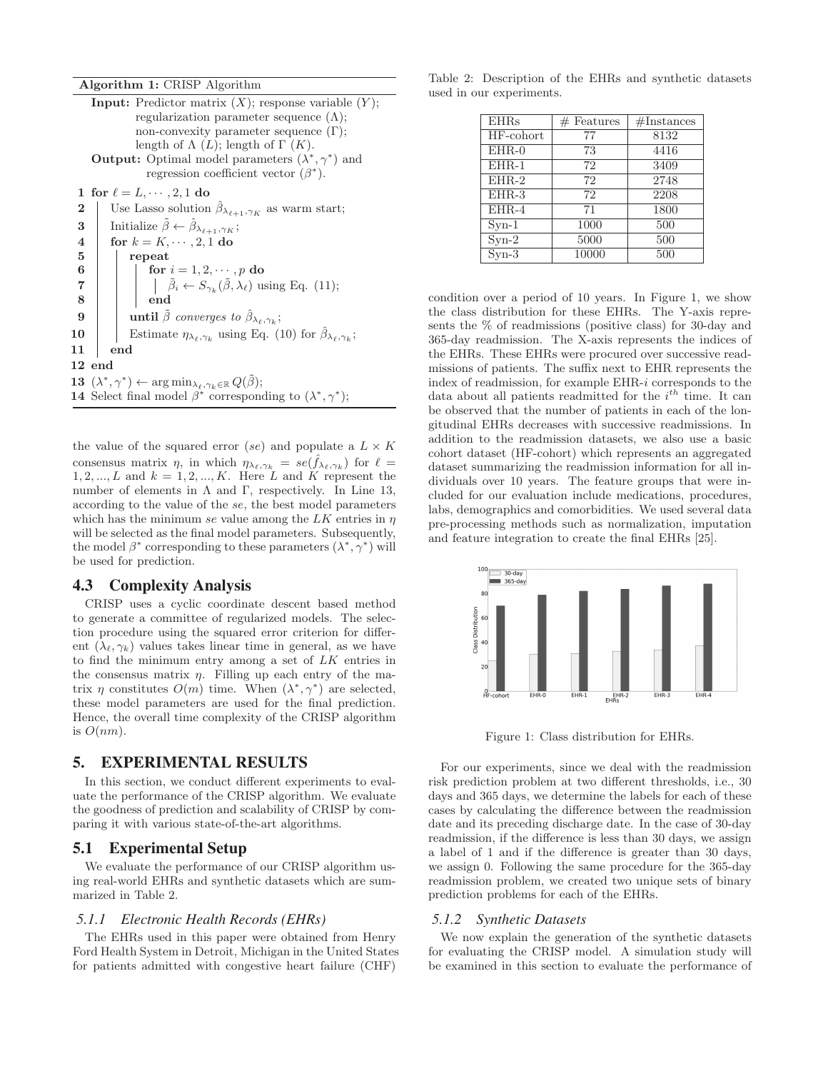**Algorithm 1:** CRISP Algorithm

**Input:** Predictor matrix ($X$); response variable ($Y$); regularization parameter sequence ($\Lambda$); non-convexity parameter sequence ($\Gamma$); length of $\Lambda$ ($L$); length of $\Gamma$ ($K$).
**Output:** Optimal model parameters ($\lambda^*, \gamma^*$) and regression coefficient vector ($\beta^*$).

```
1  for ℓ = L, ··· , 2, 1 do
2      Use Lasso solution β̂_{λ_{ℓ+1},γ_K} as warm start;
3      Initialize β̃ ← β̂_{λ_{ℓ+1},γ_K};
4      for k = K, ··· , 2, 1 do
5          repeat
6              for i = 1, 2, ··· , p do
7                  β̃_i ← S_{γ_k}(β̃, λ_ℓ) using Eq. (11);
8              end
9          until β̃ converges to β̂_{λ_ℓ,γ_k};
10         Estimate η_{λ_ℓ,γ_k} using Eq. (10) for β̂_{λ_ℓ,γ_k};
11     end
12 end
13 (λ*, γ*) ← arg min_{λ_ℓ,γ_k ∈ ℝ} Q(β̃);
14 Select final model β* corresponding to (λ*, γ*);
```

the value of the squared error ($se$) and populate a $L \times K$ consensus matrix $\eta$, in which $\eta_{\lambda_\ell,\gamma_k} = se(\hat{f}_{\lambda_\ell,\gamma_k})$ for $\ell = 1, 2, ..., L$ and $k = 1, 2, ..., K$. Here $L$ and $K$ represent the number of elements in $\Lambda$ and $\Gamma$, respectively. In Line 13, according to the value of the $se$, the best model parameters which has the minimum $se$ value among the $LK$ entries in $\eta$ will be selected as the final model parameters. Subsequently, the model $\beta^*$ corresponding to these parameters $(\lambda^*, \gamma^*)$ will be used for prediction.

## 4.3 Complexity Analysis

CRISP uses a cyclic coordinate descent based method to generate a committee of regularized models. The selection procedure using the squared error criterion for different $(\lambda_\ell, \gamma_k)$ values takes linear time in general, as we have to find the minimum entry among a set of $LK$ entries in the consensus matrix $\eta$. Filling up each entry of the matrix $\eta$ constitutes $O(m)$ time. When $(\lambda^*, \gamma^*)$ are selected, these model parameters are used for the final prediction. Hence, the overall time complexity of the CRISP algorithm is $O(nm)$.

# 5. EXPERIMENTAL RESULTS

In this section, we conduct different experiments to evaluate the performance of the CRISP algorithm. We evaluate the goodness of prediction and scalability of CRISP by comparing it with various state-of-the-art algorithms.

## 5.1 Experimental Setup

We evaluate the performance of our CRISP algorithm using real-world EHRs and synthetic datasets which are summarized in Table 2.

### 5.1.1 Electronic Health Records (EHRs)

The EHRs used in this paper were obtained from Henry Ford Health System in Detroit, Michigan in the United States for patients admitted with congestive heart failure (CHF) condition over a period of 10 years. In Figure 1, we show the class distribution for these EHRs. The Y-axis represents the % of readmissions (positive class) for 30-day and 365-day readmission. The X-axis represents the indices of the EHRs. These EHRs were procured over successive readmissions of patients. The suffix next to EHR represents the index of readmission, for example EHR-$i$ corresponds to the data about all patients readmitted for the $i^{th}$ time. It can be observed that the number of patients in each of the longitudinal EHRs decreases with successive readmissions. In addition to the readmission datasets, we also use a basic cohort dataset (HF-cohort) which represents an aggregated dataset summarizing the readmission information for all individuals over 10 years. The feature groups that were included for our evaluation include medications, procedures, labs, demographics and comorbidities. We used several data pre-processing methods such as normalization, imputation and feature integration to create the final EHRs [25].

Table 2: Description of the EHRs and synthetic datasets used in our experiments.

| EHRs | # Features | #Instances |
|---|---|---|
| HF-cohort | 77 | 8132 |
| EHR-0 | 73 | 4416 |
| EHR-1 | 72 | 3409 |
| EHR-2 | 72 | 2748 |
| EHR-3 | 72 | 2208 |
| EHR-4 | 71 | 1800 |
| Syn-1 | 1000 | 500 |
| Syn-2 | 5000 | 500 |
| Syn-3 | 10000 | 500 |

Figure 1: Class distribution for EHRs.

For our experiments, since we deal with the readmission risk prediction problem at two different thresholds, i.e., 30 days and 365 days, we determine the labels for each of these cases by calculating the difference between the readmission date and its preceding discharge date. In the case of 30-day readmission, if the difference is less than 30 days, we assign a label of 1 and if the difference is greater than 30 days, we assign 0. Following the same procedure for the 365-day readmission problem, we created two unique sets of binary prediction problems for each of the EHRs.

### 5.1.2 Synthetic Datasets

We now explain the generation of the synthetic datasets for evaluating the CRISP model. A simulation study will be examined in this section to evaluate the performance of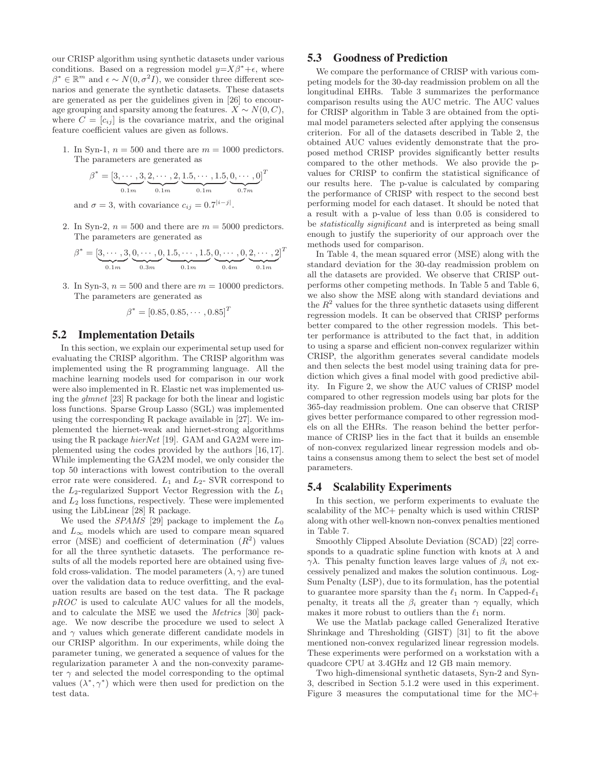our CRISP algorithm using synthetic datasets under various conditions. Based on a regression model $y = X\beta^* + \epsilon$, where $\beta^* \in \mathbb{R}^m$ and $\epsilon \sim N(0, \sigma^2 I)$, we consider three different scenarios and generate the synthetic datasets. These datasets are generated as per the guidelines given in [26] to encourage grouping and sparsity among the features. $X \sim N(0, C)$, where $C = [c_{ij}]$ is the covariance matrix, and the original feature coefficient values are given as follows.

1. In Syn-1, $n = 500$ and there are $m = 1000$ predictors. The parameters are generated as

$$\beta^* = [\underbrace{3, \cdots, 3}_{0.1m}, \underbrace{2, \cdots, 2}_{0.1m}, \underbrace{1.5, \cdots, 1.5}_{0.1m}, \underbrace{0, \cdots, 0}_{0.7m}]^T$$

and $\sigma = 3$, with covariance $c_{ij} = 0.7^{|i-j|}$.

2. In Syn-2, $n = 500$ and there are $m = 5000$ predictors. The parameters are generated as

$$\beta^* = [\underbrace{3, \cdots, 3}_{0.1m}, \underbrace{0, \cdots, 0}_{0.3m}, \underbrace{1.5, \cdots, 1.5}_{0.1m}, \underbrace{0, \cdots, 0}_{0.4m}, \underbrace{2, \cdots, 2}_{0.1m}]^T$$

3. In Syn-3, $n = 500$ and there are $m = 10000$ predictors. The parameters are generated as

$$\beta^* = [0.85, 0.85, \cdots, 0.85]^T$$

## 5.2 Implementation Details

In this section, we explain our experimental setup used for evaluating the CRISP algorithm. The CRISP algorithm was implemented using the R programming language. All the machine learning models used for comparison in our work were also implemented in R. Elastic net was implemented using the *glmnet* [23] R package for both the linear and logistic loss functions. Sparse Group Lasso (SGL) was implemented using the corresponding R package available in [27]. We implemented the hiernet-weak and hiernet-strong algorithms using the R package *hierNet* [19]. GAM and GA2M were implemented using the codes provided by the authors [16, 17]. While implementing the GA2M model, we only consider the top 50 interactions with lowest contribution to the overall error rate were considered. $L_1$ and $L_2$- SVR correspond to the $L_2$-regularized Support Vector Regression with the $L_1$ and $L_2$ loss functions, respectively. These were implemented using the LibLinear [28] R package.

We used the *SPAMS* [29] package to implement the $L_0$ and $L_\infty$ models which are used to compare mean squared error (MSE) and coefficient of determination ($R^2$) values for all the three synthetic datasets. The performance results of all the models reported here are obtained using five-fold cross-validation. The model parameters $(\lambda, \gamma)$ are tuned over the validation data to reduce overfitting, and the evaluation results are based on the test data. The R package *pROC* is used to calculate AUC values for all the models, and to calculate the MSE we used the *Metrics* [30] package. We now describe the procedure we used to select $\lambda$ and $\gamma$ values which generate different candidate models in our CRISP algorithm. In our experiments, while doing the parameter tuning, we generated a sequence of values for the regularization parameter $\lambda$ and the non-convexity parameter $\gamma$ and selected the model corresponding to the optimal values $(\lambda^*, \gamma^*)$ which were then used for prediction on the test data.

## 5.3 Goodness of Prediction

We compare the performance of CRISP with various competing models for the 30-day readmission problem on all the longitudinal EHRs. Table 3 summarizes the performance comparison results using the AUC metric. The AUC values for CRISP algorithm in Table 3 are obtained from the optimal model parameters selected after applying the consensus criterion. For all of the datasets described in Table 2, the obtained AUC values evidently demonstrate that the proposed method CRISP provides significantly better results compared to the other methods. We also provide the p-values for CRISP to confirm the statistical significance of our results here. The p-value is calculated by comparing the performance of CRISP with respect to the second best performing model for each dataset. It should be noted that a result with a p-value of less than 0.05 is considered to be *statistically significant* and is interpreted as being small enough to justify the superiority of our approach over the methods used for comparison.

In Table 4, the mean squared error (MSE) along with the standard deviation for the 30-day readmission problem on all the datasets are provided. We observe that CRISP outperforms other competing methods. In Table 5 and Table 6, we also show the MSE along with standard deviations and the $R^2$ values for the three synthetic datasets using different regression models. It can be observed that CRISP performs better compared to the other regression models. This better performance is attributed to the fact that, in addition to using a sparse and efficient non-convex regularizer within CRISP, the algorithm generates several candidate models and then selects the best model using training data for prediction which gives a final model with good predictive ability. In Figure 2, we show the AUC values of CRISP model compared to other regression models using bar plots for the 365-day readmission problem. One can observe that CRISP gives better performance compared to other regression models on all the EHRs. The reason behind the better performance of CRISP lies in the fact that it builds an ensemble of non-convex regularized linear regression models and obtains a consensus among them to select the best set of model parameters.

## 5.4 Scalability Experiments

In this section, we perform experiments to evaluate the scalability of the MC+ penalty which is used within CRISP along with other well-known non-convex penalties mentioned in Table 7.

Smoothly Clipped Absolute Deviation (SCAD) [22] corresponds to a quadratic spline function with knots at $\lambda$ and $\gamma\lambda$. This penalty function leaves large values of $\beta_i$ not excessively penalized and makes the solution continuous. Log-Sum Penalty (LSP), due to its formulation, has the potential to guarantee more sparsity than the $\ell_1$ norm. In Capped-$\ell_1$ penalty, it treats all the $\beta_i$ greater than $\gamma$ equally, which makes it more robust to outliers than the $\ell_1$ norm.

We use the Matlab package called Generalized Iterative Shrinkage and Thresholding (GIST) [31] to fit the above mentioned non-convex regularized linear regression models. These experiments were performed on a workstation with a quadcore CPU at 3.4GHz and 12 GB main memory.

Two high-dimensional synthetic datasets, Syn-2 and Syn-3, described in Section 5.1.2 were used in this experiment. Figure 3 measures the computational time for the MC+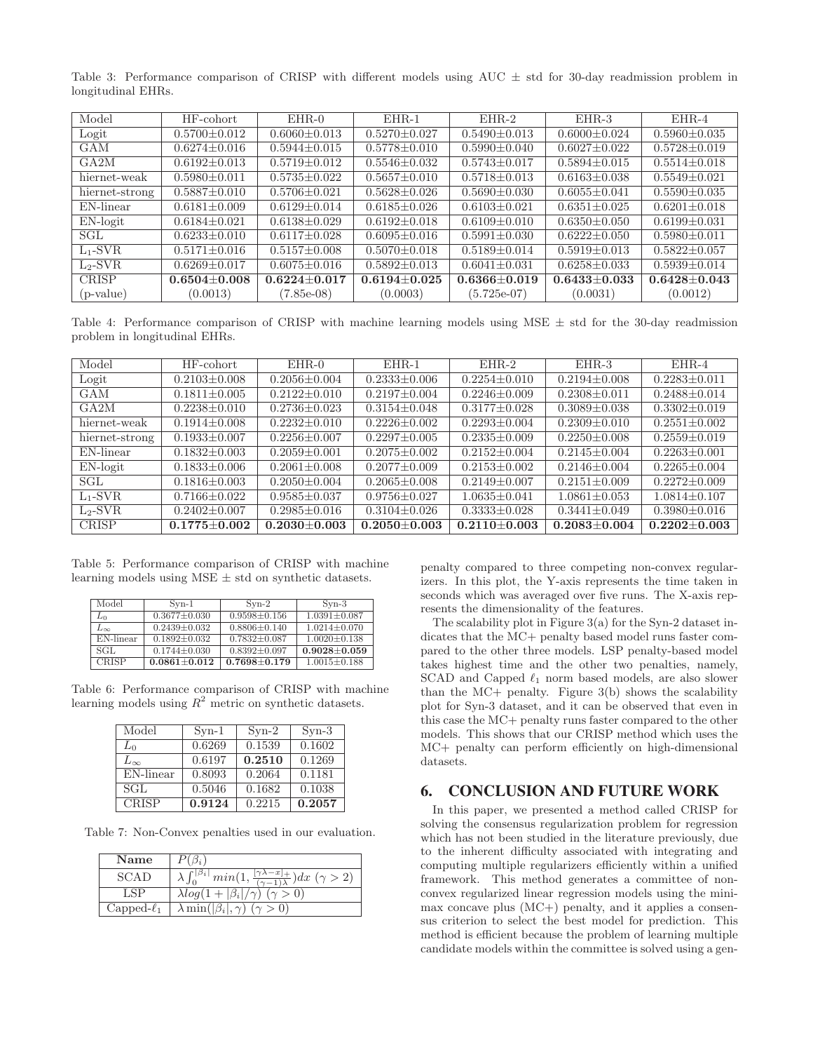Table 3: Performance comparison of CRISP with different models using AUC ± std for 30-day readmission problem in longitudinal EHRs.

| Model | HF-cohort | EHR-0 | EHR-1 | EHR-2 | EHR-3 | EHR-4 |
|---|---|---|---|---|---|---|
| Logit | 0.5700±0.012 | 0.6060±0.013 | 0.5270±0.027 | 0.5490±0.013 | 0.6000±0.024 | 0.5960±0.035 |
| GAM | 0.6274±0.016 | 0.5944±0.015 | 0.5778±0.010 | 0.5990±0.040 | 0.6027±0.022 | 0.5728±0.019 |
| GA2M | 0.6192±0.012 | 0.5719±0.012 | 0.5546±0.032 | 0.5743±0.017 | 0.5894±0.015 | 0.5514±0.018 |
| hiernet-weak | 0.5980±0.011 | 0.5735±0.022 | 0.5657±0.010 | 0.5718±0.013 | 0.6163±0.038 | 0.5549±0.021 |
| hiernet-strong | 0.5887±0.010 | 0.5706±0.021 | 0.5628±0.026 | 0.5690±0.030 | 0.6055±0.041 | 0.5590±0.035 |
| EN-linear | 0.6181±0.009 | 0.6129±0.014 | 0.6185±0.026 | 0.6103±0.021 | 0.6351±0.025 | 0.6201±0.018 |
| EN-logit | 0.6184±0.021 | 0.6138±0.029 | 0.6192±0.018 | 0.6109±0.010 | 0.6350±0.050 | 0.6199±0.031 |
| SGL | 0.6233±0.010 | 0.6117±0.028 | 0.6095±0.016 | 0.5991±0.030 | 0.6222±0.050 | 0.5980±0.011 |
| $L_1$-SVR | 0.5171±0.016 | 0.5157±0.008 | 0.5070±0.018 | 0.5189±0.014 | 0.5919±0.013 | 0.5822±0.057 |
| $L_2$-SVR | 0.6269±0.017 | 0.6075±0.016 | 0.5892±0.013 | 0.6041±0.031 | 0.6258±0.033 | 0.5939±0.014 |
| CRISP | **0.6504±0.008** | **0.6224±0.017** | **0.6194±0.025** | **0.6366±0.019** | **0.6433±0.033** | **0.6428±0.043** |
| (p-value) | (0.0013) | (7.85e-08) | (0.0003) | (5.725e-07) | (0.0031) | (0.0012) |

Table 4: Performance comparison of CRISP with machine learning models using MSE ± std for the 30-day readmission problem in longitudinal EHRs.

| Model | HF-cohort | EHR-0 | EHR-1 | EHR-2 | EHR-3 | EHR-4 |
|---|---|---|---|---|---|---|
| Logit | 0.2103±0.008 | 0.2056±0.004 | 0.2333±0.006 | 0.2254±0.010 | 0.2194±0.008 | 0.2283±0.011 |
| GAM | 0.1811±0.005 | 0.2122±0.010 | 0.2197±0.004 | 0.2246±0.009 | 0.2308±0.011 | 0.2488±0.014 |
| GA2M | 0.2238±0.010 | 0.2736±0.023 | 0.3154±0.048 | 0.3177±0.028 | 0.3089±0.038 | 0.3302±0.019 |
| hiernet-weak | 0.1914±0.008 | 0.2232±0.010 | 0.2226±0.002 | 0.2293±0.004 | 0.2309±0.010 | 0.2551±0.002 |
| hiernet-strong | 0.1933±0.007 | 0.2256±0.007 | 0.2297±0.005 | 0.2335±0.009 | 0.2250±0.008 | 0.2559±0.019 |
| EN-linear | 0.1832±0.003 | 0.2059±0.001 | 0.2075±0.002 | 0.2152±0.004 | 0.2145±0.004 | 0.2263±0.001 |
| EN-logit | 0.1833±0.006 | 0.2061±0.008 | 0.2077±0.009 | 0.2153±0.002 | 0.2146±0.004 | 0.2265±0.004 |
| SGL | 0.1816±0.003 | 0.2050±0.004 | 0.2065±0.008 | 0.2149±0.007 | 0.2151±0.009 | 0.2272±0.009 |
| $L_1$-SVR | 0.7166±0.022 | 0.9585±0.037 | 0.9756±0.027 | 1.0635±0.041 | 1.0861±0.053 | 1.0814±0.107 |
| $L_2$-SVR | 0.2402±0.007 | 0.2985±0.016 | 0.3104±0.026 | 0.3333±0.028 | 0.3441±0.049 | 0.3980±0.016 |
| CRISP | **0.1775±0.002** | **0.2030±0.003** | **0.2050±0.003** | **0.2110±0.003** | **0.2083±0.004** | **0.2202±0.003** |

Table 5: Performance comparison of CRISP with machine learning models using MSE ± std on synthetic datasets.

| Model | Syn-1 | Syn-2 | Syn-3 |
|---|---|---|---|
| $L_0$ | 0.3677±0.030 | 0.9598±0.156 | 1.0391±0.087 |
| $L_\infty$ | 0.2439±0.032 | 0.8806±0.140 | 1.0214±0.070 |
| EN-linear | 0.1892±0.032 | 0.7832±0.087 | 1.0020±0.138 |
| SGL | 0.1744±0.030 | 0.8392±0.097 | **0.9028±0.059** |
| CRISP | **0.0861±0.012** | **0.7698±0.179** | 1.0015±0.188 |

Table 6: Performance comparison of CRISP with machine learning models using $R^2$ metric on synthetic datasets.

| Model | Syn-1 | Syn-2 | Syn-3 |
|---|---|---|---|
| $L_0$ | 0.6269 | 0.1539 | 0.1602 |
| $L_\infty$ | 0.6197 | **0.2510** | 0.1269 |
| EN-linear | 0.8093 | 0.2064 | 0.1181 |
| SGL | 0.5046 | 0.1682 | 0.1038 |
| CRISP | **0.9124** | 0.2215 | **0.2057** |

Table 7: Non-Convex penalties used in our evaluation.

| **Name** | $P(\beta_i)$ |
|---|---|
| SCAD | $\lambda \int_0^{\lvert\beta_i\rvert} min(1, \frac{[\gamma\lambda - x]_+}{(\gamma-1)\lambda})dx \ (\gamma > 2)$ |
| LSP | $\lambda log(1 + \lvert\beta_i\rvert/\gamma) \ (\gamma > 0)$ |
| Capped-$\ell_1$ | $\lambda \min(\lvert\beta_i\rvert, \gamma) \ (\gamma > 0)$ |

penalty compared to three competing non-convex regularizers. In this plot, the Y-axis represents the time taken in seconds which was averaged over five runs. The X-axis represents the dimensionality of the features.

The scalability plot in Figure 3(a) for the Syn-2 dataset indicates that the MC+ penalty based model runs faster compared to the other three models. LSP penalty-based model takes highest time and the other two penalties, namely, SCAD and Capped $\ell_1$ norm based models, are also slower than the MC+ penalty. Figure 3(b) shows the scalability plot for Syn-3 dataset, and it can be observed that even in this case the MC+ penalty runs faster compared to the other models. This shows that our CRISP method which uses the MC+ penalty can perform efficiently on high-dimensional datasets.

## 6. CONCLUSION AND FUTURE WORK

In this paper, we presented a method called CRISP for solving the consensus regularization problem for regression which has not been studied in the literature previously, due to the inherent difficulty associated with integrating and computing multiple regularizers efficiently within a unified framework. This method generates a committee of non-convex regularized linear regression models using the minimax concave plus (MC+) penalty, and it applies a consensus criterion to select the best model for prediction. This method is efficient because the problem of learning multiple candidate models within the committee is solved using a gen-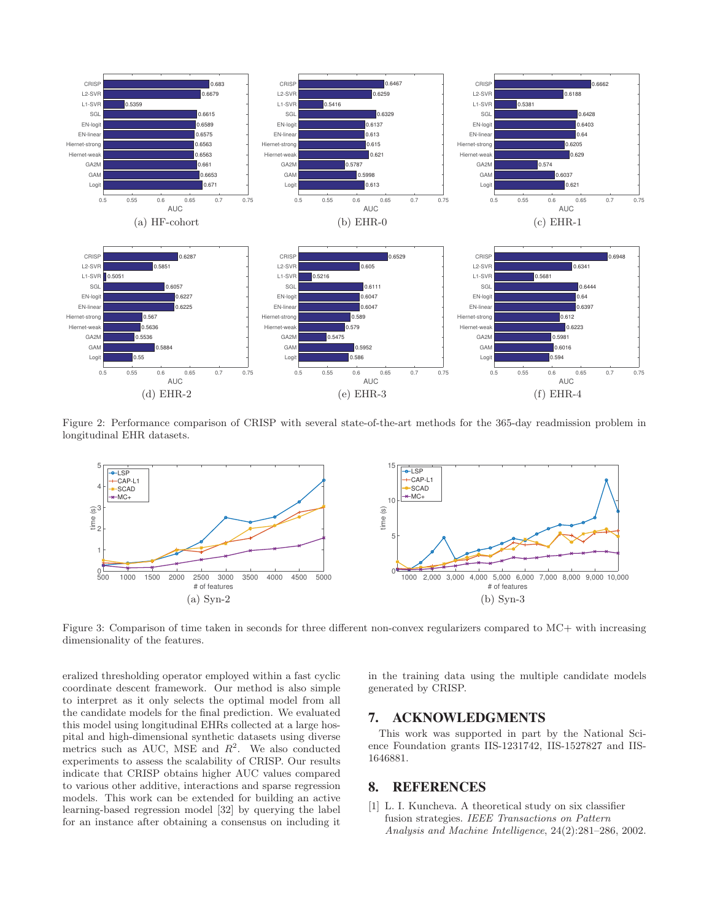Figure 2: Performance comparison of CRISP with several state-of-the-art methods for the 365-day readmission problem in longitudinal EHR datasets.

Figure 3: Comparison of time taken in seconds for three different non-convex regularizers compared to MC+ with increasing dimensionality of the features.

eralized thresholding operator employed within a fast cyclic coordinate descent framework. Our method is also simple to interpret as it only selects the optimal model from all the candidate models for the final prediction. We evaluated this model using longitudinal EHRs collected at a large hospital and high-dimensional synthetic datasets using diverse metrics such as AUC, MSE and $R^2$. We also conducted experiments to assess the scalability of CRISP. Our results indicate that CRISP obtains higher AUC values compared to various other additive, interactions and sparse regression models. This work can be extended for building an active learning-based regression model [32] by querying the label for an instance after obtaining a consensus on including it in the training data using the multiple candidate models generated by CRISP.

## 7. ACKNOWLEDGMENTS

This work was supported in part by the National Science Foundation grants IIS-1231742, IIS-1527827 and IIS-1646881.

## 8. REFERENCES

[1] L. I. Kuncheva. A theoretical study on six classifier fusion strategies. *IEEE Transactions on Pattern Analysis and Machine Intelligence*, 24(2):281–286, 2002.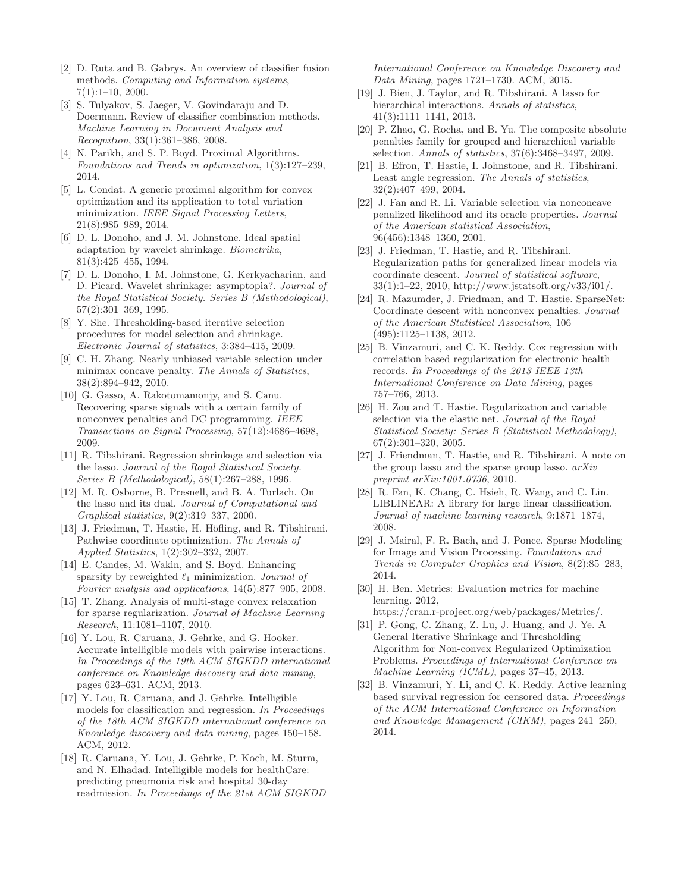[2] D. Ruta and B. Gabrys. An overview of classifier fusion methods. *Computing and Information systems*, 7(1):1–10, 2000.

[3] S. Tulyakov, S. Jaeger, V. Govindaraju and D. Doermann. Review of classifier combination methods. *Machine Learning in Document Analysis and Recognition*, 33(1):361–386, 2008.

[4] N. Parikh, and S. P. Boyd. Proximal Algorithms. *Foundations and Trends in optimization*, 1(3):127–239, 2014.

[5] L. Condat. A generic proximal algorithm for convex optimization and its application to total variation minimization. *IEEE Signal Processing Letters*, 21(8):985–989, 2014.

[6] D. L. Donoho, and J. M. Johnstone. Ideal spatial adaptation by wavelet shrinkage. *Biometrika*, 81(3):425–455, 1994.

[7] D. L. Donoho, I. M. Johnstone, G. Kerkyacharian, and D. Picard. Wavelet shrinkage: asymptopia?. *Journal of the Royal Statistical Society. Series B (Methodological)*, 57(2):301–369, 1995.

[8] Y. She. Thresholding-based iterative selection procedures for model selection and shrinkage. *Electronic Journal of statistics*, 3:384–415, 2009.

[9] C. H. Zhang. Nearly unbiased variable selection under minimax concave penalty. *The Annals of Statistics*, 38(2):894–942, 2010.

[10] G. Gasso, A. Rakotomamonjy, and S. Canu. Recovering sparse signals with a certain family of nonconvex penalties and DC programming. *IEEE Transactions on Signal Processing*, 57(12):4686–4698, 2009.

[11] R. Tibshirani. Regression shrinkage and selection via the lasso. *Journal of the Royal Statistical Society. Series B (Methodological)*, 58(1):267–288, 1996.

[12] M. R. Osborne, B. Presnell, and B. A. Turlach. On the lasso and its dual. *Journal of Computational and Graphical statistics*, 9(2):319–337, 2000.

[13] J. Friedman, T. Hastie, H. Höfling, and R. Tibshirani. Pathwise coordinate optimization. *The Annals of Applied Statistics*, 1(2):302–332, 2007.

[14] E. Candes, M. Wakin, and S. Boyd. Enhancing sparsity by reweighted $\ell_1$ minimization. *Journal of Fourier analysis and applications*, 14(5):877–905, 2008.

[15] T. Zhang. Analysis of multi-stage convex relaxation for sparse regularization. *Journal of Machine Learning Research*, 11:1081–1107, 2010.

[16] Y. Lou, R. Caruana, J. Gehrke, and G. Hooker. Accurate intelligible models with pairwise interactions. *In Proceedings of the 19th ACM SIGKDD international conference on Knowledge discovery and data mining*, pages 623–631. ACM, 2013.

[17] Y. Lou, R. Caruana, and J. Gehrke. Intelligible models for classification and regression. *In Proceedings of the 18th ACM SIGKDD international conference on Knowledge discovery and data mining*, pages 150–158. ACM, 2012.

[18] R. Caruana, Y. Lou, J. Gehrke, P. Koch, M. Sturm, and N. Elhadad. Intelligible models for healthCare: predicting pneumonia risk and hospital 30-day readmission. *In Proceedings of the 21st ACM SIGKDD International Conference on Knowledge Discovery and Data Mining*, pages 1721–1730. ACM, 2015.

[19] J. Bien, J. Taylor, and R. Tibshirani. A lasso for hierarchical interactions. *Annals of statistics*, 41(3):1111–1141, 2013.

[20] P. Zhao, G. Rocha, and B. Yu. The composite absolute penalties family for grouped and hierarchical variable selection. *Annals of statistics*, 37(6):3468–3497, 2009.

[21] B. Efron, T. Hastie, I. Johnstone, and R. Tibshirani. Least angle regression. *The Annals of statistics*, 32(2):407–499, 2004.

[22] J. Fan and R. Li. Variable selection via nonconcave penalized likelihood and its oracle properties. *Journal of the American statistical Association*, 96(456):1348–1360, 2001.

[23] J. Friedman, T. Hastie, and R. Tibshirani. Regularization paths for generalized linear models via coordinate descent. *Journal of statistical software*, 33(1):1–22, 2010, http://www.jstatsoft.org/v33/i01/.

[24] R. Mazumder, J. Friedman, and T. Hastie. SparseNet: Coordinate descent with nonconvex penalties. *Journal of the American Statistical Association*, 106 (495):1125–1138, 2012.

[25] B. Vinzamuri, and C. K. Reddy. Cox regression with correlation based regularization for electronic health records. *In Proceedings of the 2013 IEEE 13th International Conference on Data Mining*, pages 757–766, 2013.

[26] H. Zou and T. Hastie. Regularization and variable selection via the elastic net. *Journal of the Royal Statistical Society: Series B (Statistical Methodology)*, 67(2):301–320, 2005.

[27] J. Friendman, T. Hastie, and R. Tibshirani. A note on the group lasso and the sparse group lasso. *arXiv preprint arXiv:1001.0736*, 2010.

[28] R. Fan, K. Chang, C. Hsieh, R. Wang, and C. Lin. LIBLINEAR: A library for large linear classification. *Journal of machine learning research*, 9:1871–1874, 2008.

[29] J. Mairal, F. R. Bach, and J. Ponce. Sparse Modeling for Image and Vision Processing. *Foundations and Trends in Computer Graphics and Vision*, 8(2):85–283, 2014.

[30] H. Ben. Metrics: Evaluation metrics for machine learning. 2012, https://cran.r-project.org/web/packages/Metrics/.

[31] P. Gong, C. Zhang, Z. Lu, J. Huang, and J. Ye. A General Iterative Shrinkage and Thresholding Algorithm for Non-convex Regularized Optimization Problems. *Proceedings of International Conference on Machine Learning (ICML)*, pages 37–45, 2013.

[32] B. Vinzamuri, Y. Li, and C. K. Reddy. Active learning based survival regression for censored data. *Proceedings of the ACM International Conference on Information and Knowledge Management (CIKM)*, pages 241–250, 2014.